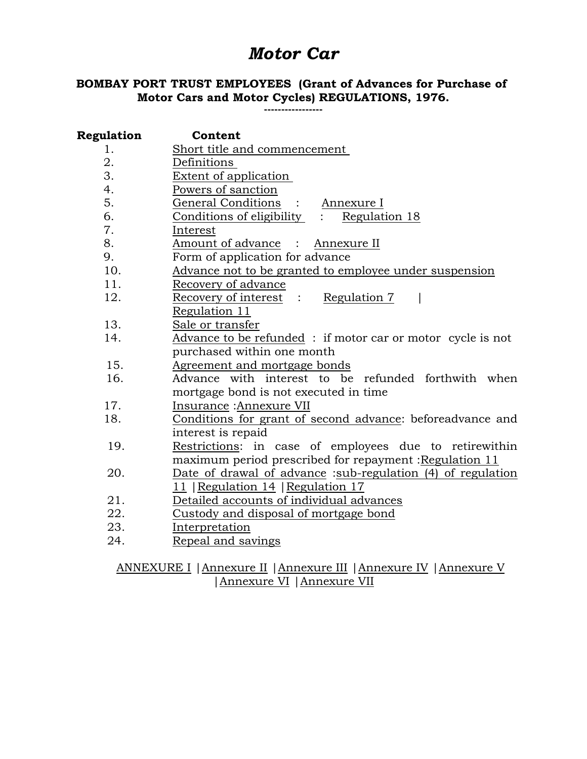# *Motor Car*

## BOMBAY PORT TRUST EMPLOYEES (Grant of Advances for Purchase of Motor Cars and Motor Cycles) REGULATIONS, 1976.

----------------

| Regulation | Content |
|---|---|
| 1. | Short title and commencement |
| 2. | Definitions |
| 3. | Extent of application |
| 4. | Powers of sanction |
| 5. | General Conditions : Annexure I |
| 6. | Conditions of eligibility : Regulation 18 |
| 7. | Interest |
| 8. | Amount of advance : Annexure II |
| 9. | Form of application for advance |
| 10. | Advance not to be granted to employee under suspension |
| 11. | Recovery of advance |
| 12. | Recovery of interest : Regulation 7 \| Regulation 11 |
| 13. | Sale or transfer |
| 14. | Advance to be refunded : if motor car or motor cycle is not purchased within one month |
| 15. | Agreement and mortgage bonds |
| 16. | Advance with interest to be refunded forthwith when mortgage bond is not executed in time |
| 17. | Insurance :Annexure VII |
| 18. | Conditions for grant of second advance: beforeadvance and interest is repaid |
| 19. | Restrictions: in case of employees due to retirewithin maximum period prescribed for repayment :Regulation 11 |
| 20. | Date of drawal of advance :sub-regulation (4) of regulation 11 \|Regulation 14 \|Regulation 17 |
| 21. | Detailed accounts of individual advances |
| 22. | Custody and disposal of mortgage bond |
| 23. | Interpretation |
| 24. | Repeal and savings |

ANNEXURE I |Annexure II |Annexure III |Annexure IV |Annexure V |Annexure VI |Annexure VII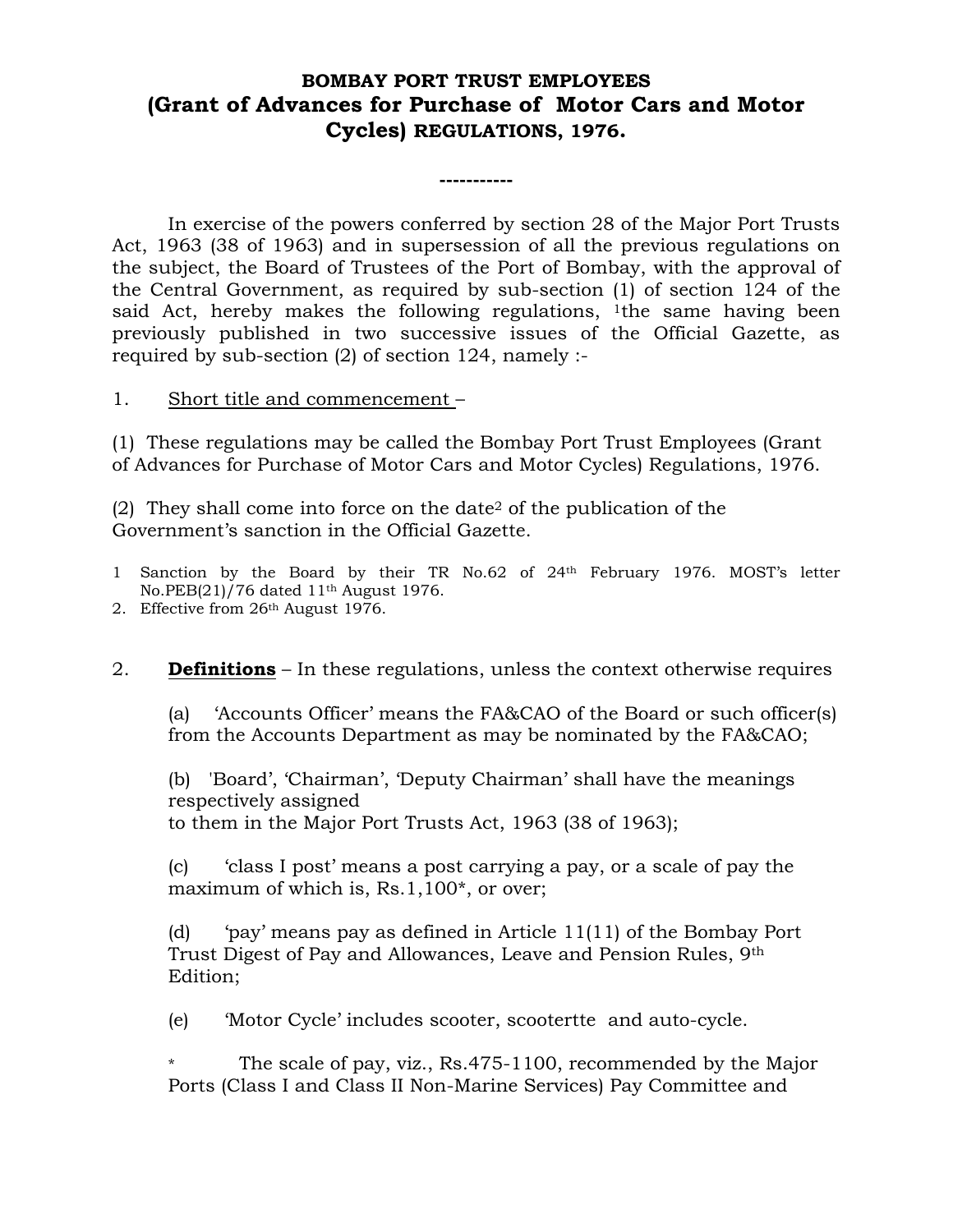# BOMBAY PORT TRUST EMPLOYEES
## (Grant of Advances for Purchase of Motor Cars and Motor Cycles) REGULATIONS, 1976.

-----------

In exercise of the powers conferred by section 28 of the Major Port Trusts Act, 1963 (38 of 1963) and in supersession of all the previous regulations on the subject, the Board of Trustees of the Port of Bombay, with the approval of the Central Government, as required by sub-section (1) of section 124 of the said Act, hereby makes the following regulations, [1]the same having been previously published in two successive issues of the Official Gazette, as required by sub-section (2) of section 124, namely :-

1. Short title and commencement –

(1) These regulations may be called the Bombay Port Trust Employees (Grant of Advances for Purchase of Motor Cars and Motor Cycles) Regulations, 1976.

(2) They shall come into force on the date[2] of the publication of the Government's sanction in the Official Gazette.

1 Sanction by the Board by their TR No.62 of 24th February 1976. MOST's letter No.PEB(21)/76 dated 11th August 1976.
2. Effective from 26th August 1976.

2. **Definitions** – In these regulations, unless the context otherwise requires

(a) 'Accounts Officer' means the FA&CAO of the Board or such officer(s) from the Accounts Department as may be nominated by the FA&CAO;

(b) 'Board', 'Chairman', 'Deputy Chairman' shall have the meanings respectively assigned to them in the Major Port Trusts Act, 1963 (38 of 1963);

(c) 'class I post' means a post carrying a pay, or a scale of pay the maximum of which is, Rs.1,100*, or over;

(d) 'pay' means pay as defined in Article 11(11) of the Bombay Port Trust Digest of Pay and Allowances, Leave and Pension Rules, 9th Edition;

(e) 'Motor Cycle' includes scooter, scootertte and auto-cycle.

* The scale of pay, viz., Rs.475-1100, recommended by the Major Ports (Class I and Class II Non-Marine Services) Pay Committee and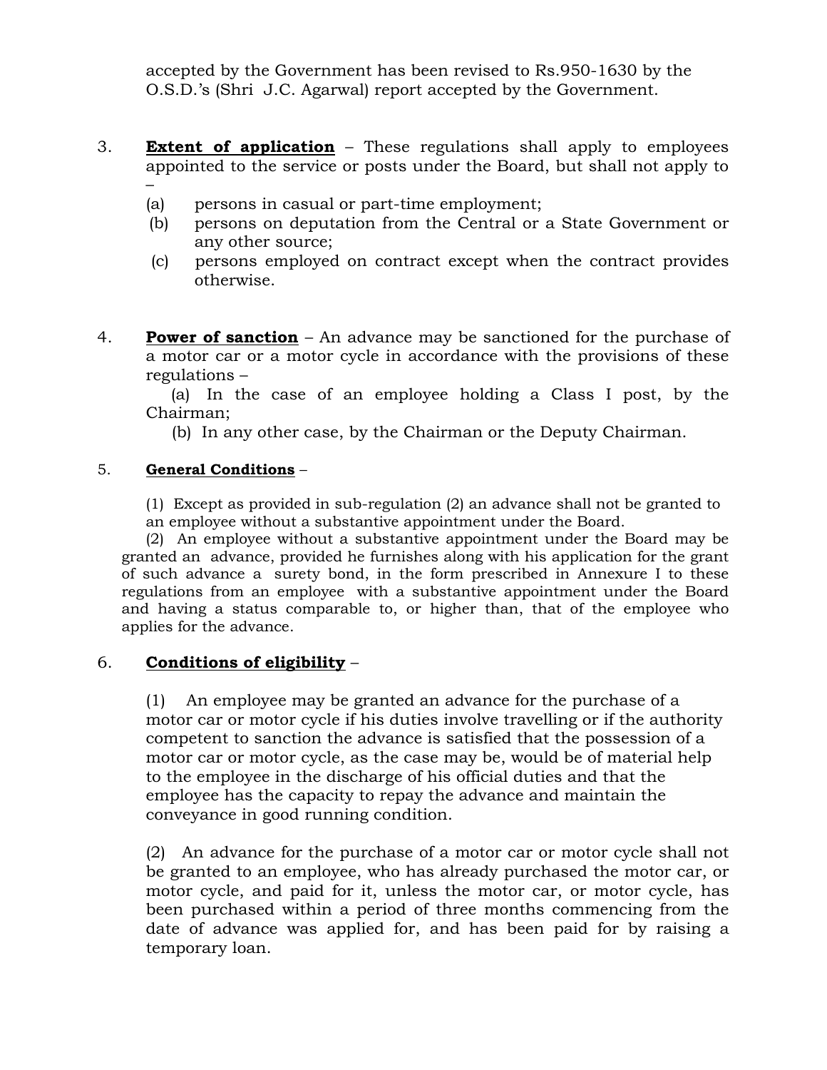accepted by the Government has been revised to Rs.950-1630 by the O.S.D.'s (Shri J.C. Agarwal) report accepted by the Government.

3. **Extent of application** – These regulations shall apply to employees appointed to the service or posts under the Board, but shall not apply to –

   (a) persons in casual or part-time employment;

   (b) persons on deputation from the Central or a State Government or any other source;

   (c) persons employed on contract except when the contract provides otherwise.

4. **Power of sanction** – An advance may be sanctioned for the purchase of a motor car or a motor cycle in accordance with the provisions of these regulations –

   (a) In the case of an employee holding a Class I post, by the Chairman;

   (b) In any other case, by the Chairman or the Deputy Chairman.

5. **General Conditions** –

   (1) Except as provided in sub-regulation (2) an advance shall not be granted to an employee without a substantive appointment under the Board.

   (2) An employee without a substantive appointment under the Board may be granted an advance, provided he furnishes along with his application for the grant of such advance a surety bond, in the form prescribed in Annexure I to these regulations from an employee with a substantive appointment under the Board and having a status comparable to, or higher than, that of the employee who applies for the advance.

6. **Conditions of eligibility** –

   (1) An employee may be granted an advance for the purchase of a motor car or motor cycle if his duties involve travelling or if the authority competent to sanction the advance is satisfied that the possession of a motor car or motor cycle, as the case may be, would be of material help to the employee in the discharge of his official duties and that the employee has the capacity to repay the advance and maintain the conveyance in good running condition.

   (2) An advance for the purchase of a motor car or motor cycle shall not be granted to an employee, who has already purchased the motor car, or motor cycle, and paid for it, unless the motor car, or motor cycle, has been purchased within a period of three months commencing from the date of advance was applied for, and has been paid for by raising a temporary loan.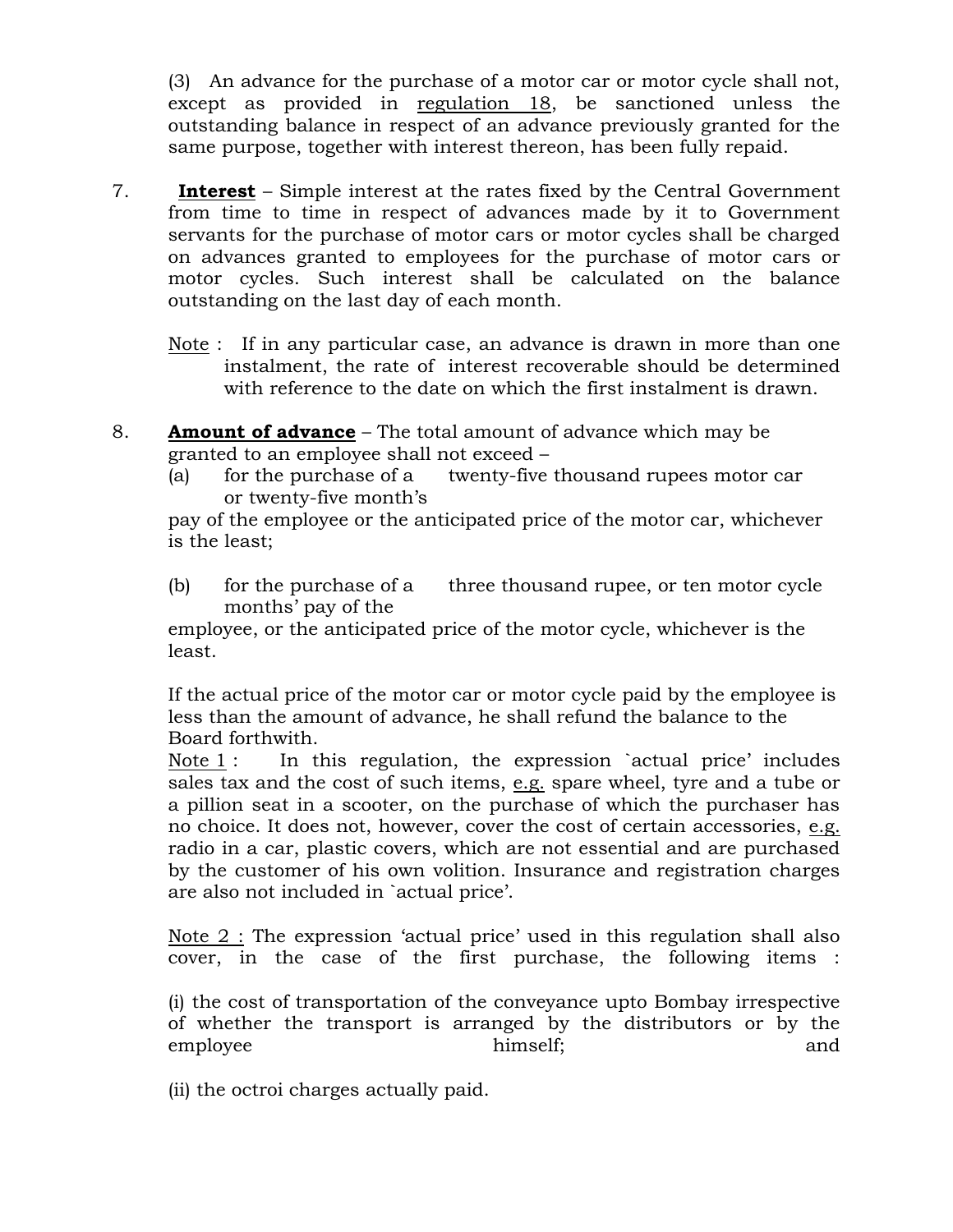(3) An advance for the purchase of a motor car or motor cycle shall not, except as provided in regulation 18, be sanctioned unless the outstanding balance in respect of an advance previously granted for the same purpose, together with interest thereon, has been fully repaid.

7. **Interest** – Simple interest at the rates fixed by the Central Government from time to time in respect of advances made by it to Government servants for the purchase of motor cars or motor cycles shall be charged on advances granted to employees for the purchase of motor cars or motor cycles. Such interest shall be calculated on the balance outstanding on the last day of each month.

   Note : If in any particular case, an advance is drawn in more than one instalment, the rate of interest recoverable should be determined with reference to the date on which the first instalment is drawn.

8. **Amount of advance** – The total amount of advance which may be granted to an employee shall not exceed –

   (a) for the purchase of a twenty-five thousand rupees motor car or twenty-five month's pay of the employee or the anticipated price of the motor car, whichever is the least;

   (b) for the purchase of a three thousand rupee, or ten motor cycle months' pay of the employee, or the anticipated price of the motor cycle, whichever is the least.

   If the actual price of the motor car or motor cycle paid by the employee is less than the amount of advance, he shall refund the balance to the Board forthwith.

   Note 1 : In this regulation, the expression `actual price' includes sales tax and the cost of such items, e.g. spare wheel, tyre and a tube or a pillion seat in a scooter, on the purchase of which the purchaser has no choice. It does not, however, cover the cost of certain accessories, e.g. radio in a car, plastic covers, which are not essential and are purchased by the customer of his own volition. Insurance and registration charges are also not included in `actual price'.

   Note 2 : The expression 'actual price' used in this regulation shall also cover, in the case of the first purchase, the following items :

   (i) the cost of transportation of the conveyance upto Bombay irrespective of whether the transport is arranged by the distributors or by the employee himself; and

   (ii) the octroi charges actually paid.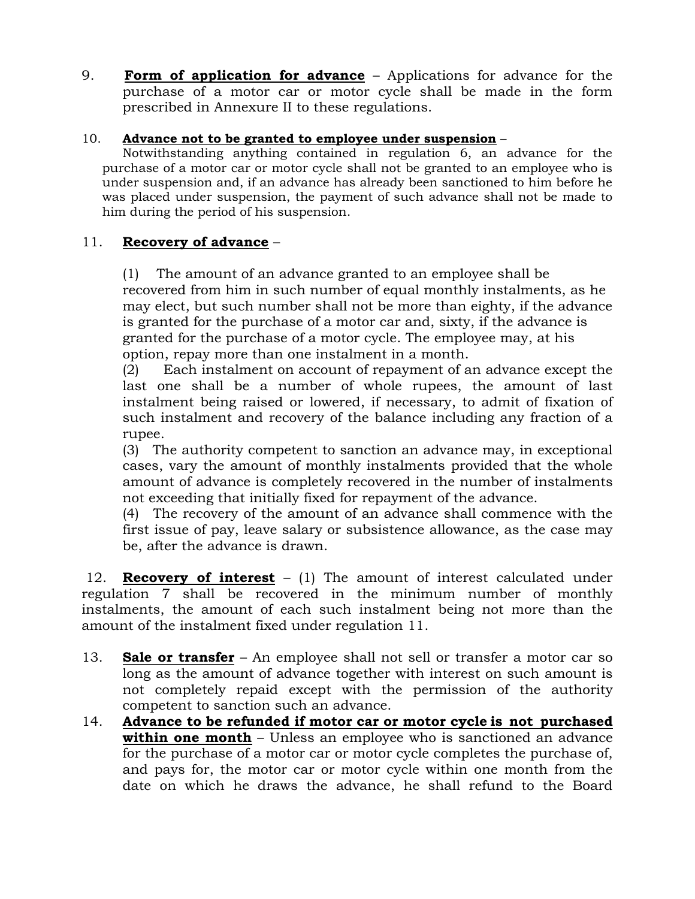9. **Form of application for advance** – Applications for advance for the purchase of a motor car or motor cycle shall be made in the form prescribed in Annexure II to these regulations.

10. **Advance not to be granted to employee under suspension** –
Notwithstanding anything contained in regulation 6, an advance for the purchase of a motor car or motor cycle shall not be granted to an employee who is under suspension and, if an advance has already been sanctioned to him before he was placed under suspension, the payment of such advance shall not be made to him during the period of his suspension.

11. **Recovery of advance** –

(1) The amount of an advance granted to an employee shall be recovered from him in such number of equal monthly instalments, as he may elect, but such number shall not be more than eighty, if the advance is granted for the purchase of a motor car and, sixty, if the advance is granted for the purchase of a motor cycle. The employee may, at his option, repay more than one instalment in a month.

(2) Each instalment on account of repayment of an advance except the last one shall be a number of whole rupees, the amount of last instalment being raised or lowered, if necessary, to admit of fixation of such instalment and recovery of the balance including any fraction of a rupee.

(3) The authority competent to sanction an advance may, in exceptional cases, vary the amount of monthly instalments provided that the whole amount of advance is completely recovered in the number of instalments not exceeding that initially fixed for repayment of the advance.

(4) The recovery of the amount of an advance shall commence with the first issue of pay, leave salary or subsistence allowance, as the case may be, after the advance is drawn.

12. **Recovery of interest** – (1) The amount of interest calculated under regulation 7 shall be recovered in the minimum number of monthly instalments, the amount of each such instalment being not more than the amount of the instalment fixed under regulation 11.

13. **Sale or transfer** – An employee shall not sell or transfer a motor car so long as the amount of advance together with interest on such amount is not completely repaid except with the permission of the authority competent to sanction such an advance.

14. **Advance to be refunded if motor car or motor cycle is not purchased within one month** – Unless an employee who is sanctioned an advance for the purchase of a motor car or motor cycle completes the purchase of, and pays for, the motor car or motor cycle within one month from the date on which he draws the advance, he shall refund to the Board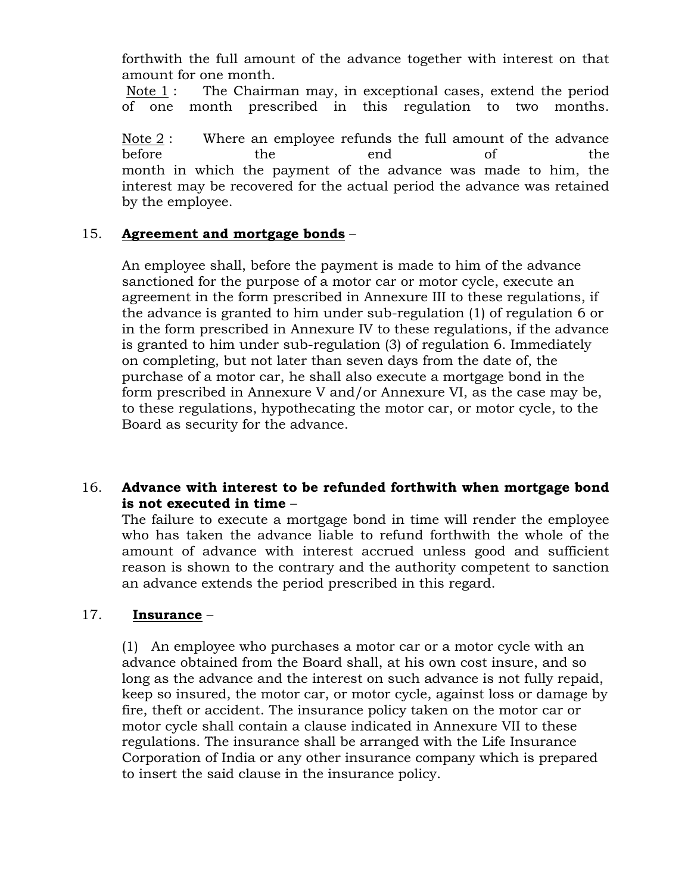forthwith the full amount of the advance together with interest on that amount for one month.

Note 1 : The Chairman may, in exceptional cases, extend the period of one month prescribed in this regulation to two months.

Note 2 : Where an employee refunds the full amount of the advance before the end of the month in which the payment of the advance was made to him, the interest may be recovered for the actual period the advance was retained by the employee.

15. **Agreement and mortgage bonds** –

An employee shall, before the payment is made to him of the advance sanctioned for the purpose of a motor car or motor cycle, execute an agreement in the form prescribed in Annexure III to these regulations, if the advance is granted to him under sub-regulation (1) of regulation 6 or in the form prescribed in Annexure IV to these regulations, if the advance is granted to him under sub-regulation (3) of regulation 6. Immediately on completing, but not later than seven days from the date of, the purchase of a motor car, he shall also execute a mortgage bond in the form prescribed in Annexure V and/or Annexure VI, as the case may be, to these regulations, hypothecating the motor car, or motor cycle, to the Board as security for the advance.

16. **Advance with interest to be refunded forthwith when mortgage bond is not executed in time** –

The failure to execute a mortgage bond in time will render the employee who has taken the advance liable to refund forthwith the whole of the amount of advance with interest accrued unless good and sufficient reason is shown to the contrary and the authority competent to sanction an advance extends the period prescribed in this regard.

17. **Insurance** –

(1) An employee who purchases a motor car or a motor cycle with an advance obtained from the Board shall, at his own cost insure, and so long as the advance and the interest on such advance is not fully repaid, keep so insured, the motor car, or motor cycle, against loss or damage by fire, theft or accident. The insurance policy taken on the motor car or motor cycle shall contain a clause indicated in Annexure VII to these regulations. The insurance shall be arranged with the Life Insurance Corporation of India or any other insurance company which is prepared to insert the said clause in the insurance policy.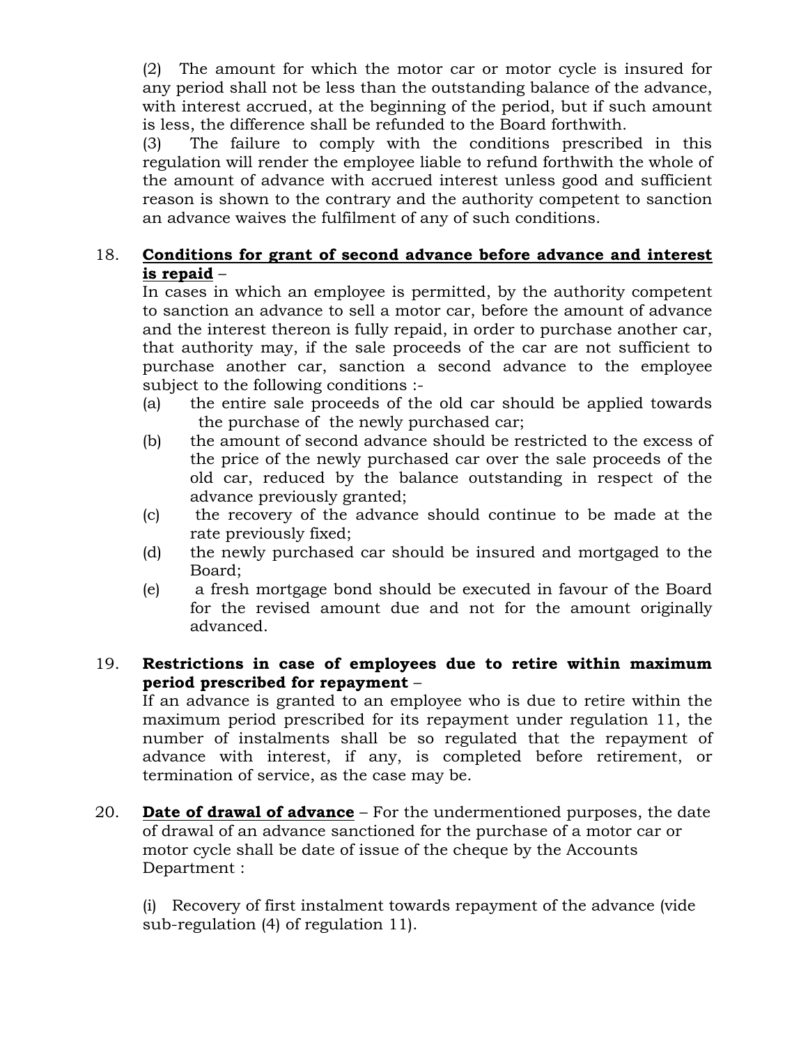(2) The amount for which the motor car or motor cycle is insured for any period shall not be less than the outstanding balance of the advance, with interest accrued, at the beginning of the period, but if such amount is less, the difference shall be refunded to the Board forthwith.

(3) The failure to comply with the conditions prescribed in this regulation will render the employee liable to refund forthwith the whole of the amount of advance with accrued interest unless good and sufficient reason is shown to the contrary and the authority competent to sanction an advance waives the fulfilment of any of such conditions.

18. **<u>Conditions for grant of second advance before advance and interest is repaid</u>** –

In cases in which an employee is permitted, by the authority competent to sanction an advance to sell a motor car, before the amount of advance and the interest thereon is fully repaid, in order to purchase another car, that authority may, if the sale proceeds of the car are not sufficient to purchase another car, sanction a second advance to the employee subject to the following conditions :-

(a) the entire sale proceeds of the old car should be applied towards the purchase of the newly purchased car;

(b) the amount of second advance should be restricted to the excess of the price of the newly purchased car over the sale proceeds of the old car, reduced by the balance outstanding in respect of the advance previously granted;

(c) the recovery of the advance should continue to be made at the rate previously fixed;

(d) the newly purchased car should be insured and mortgaged to the Board;

(e) a fresh mortgage bond should be executed in favour of the Board for the revised amount due and not for the amount originally advanced.

19. **Restrictions in case of employees due to retire within maximum period prescribed for repayment** –

If an advance is granted to an employee who is due to retire within the maximum period prescribed for its repayment under regulation 11, the number of instalments shall be so regulated that the repayment of advance with interest, if any, is completed before retirement, or termination of service, as the case may be.

20. **<u>Date of drawal of advance</u>** – For the undermentioned purposes, the date of drawal of an advance sanctioned for the purchase of a motor car or motor cycle shall be date of issue of the cheque by the Accounts Department :

(i) Recovery of first instalment towards repayment of the advance (vide sub-regulation (4) of regulation 11).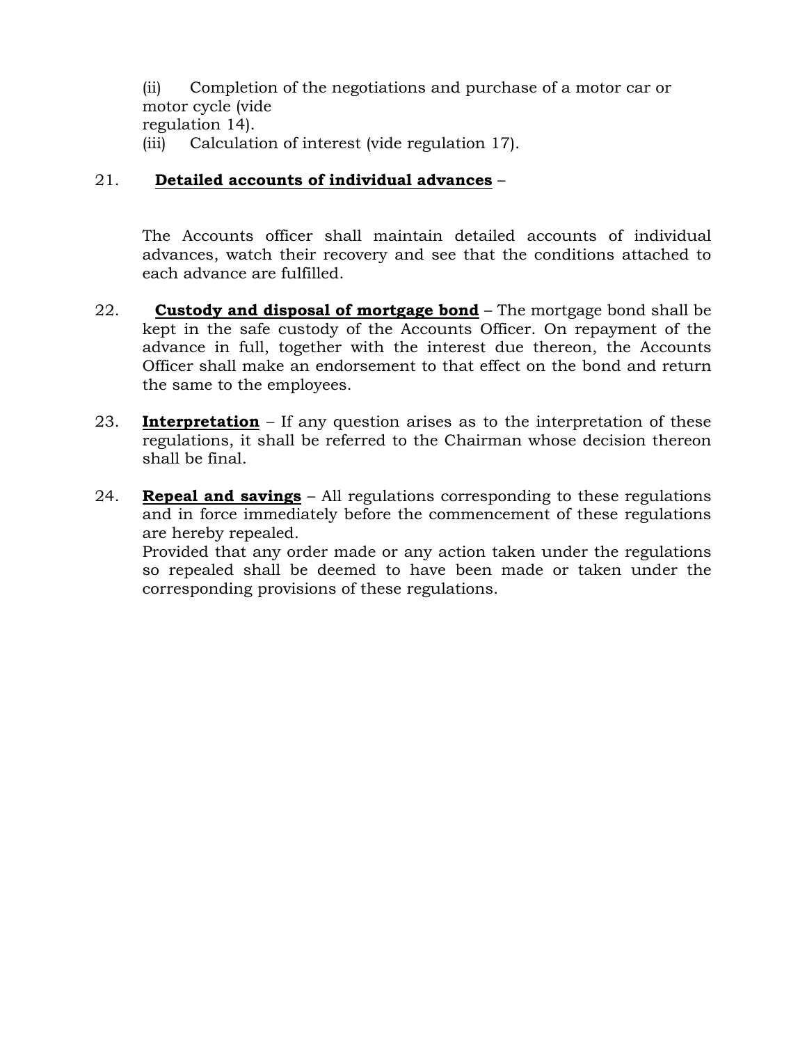(ii) Completion of the negotiations and purchase of a motor car or motor cycle (vide regulation 14).

(iii) Calculation of interest (vide regulation 17).

21. **Detailed accounts of individual advances** –

The Accounts officer shall maintain detailed accounts of individual advances, watch their recovery and see that the conditions attached to each advance are fulfilled.

22. **Custody and disposal of mortgage bond** – The mortgage bond shall be kept in the safe custody of the Accounts Officer. On repayment of the advance in full, together with the interest due thereon, the Accounts Officer shall make an endorsement to that effect on the bond and return the same to the employees.

23. **Interpretation** – If any question arises as to the interpretation of these regulations, it shall be referred to the Chairman whose decision thereon shall be final.

24. **Repeal and savings** – All regulations corresponding to these regulations and in force immediately before the commencement of these regulations are hereby repealed.

Provided that any order made or any action taken under the regulations so repealed shall be deemed to have been made or taken under the corresponding provisions of these regulations.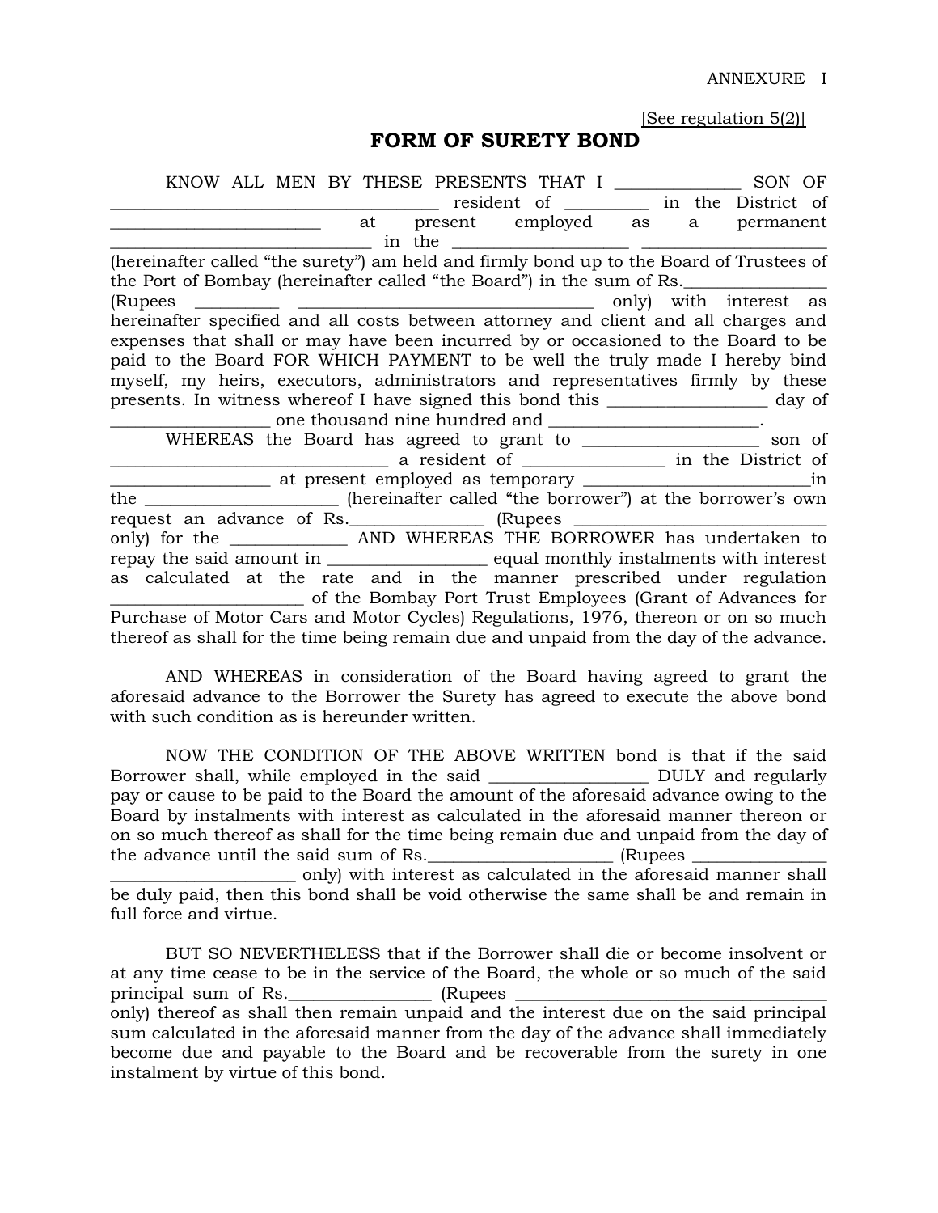ANNEXURE I

[See regulation 5(2)]

## FORM OF SURETY BOND

KNOW ALL MEN BY THESE PRESENTS THAT I ______________ SON OF ____________________________________ resident of __________ in the District of ________________________ at present employed as a permanent ______________________________ in the ____________________ _____________________ (hereinafter called "the surety") am held and firmly bond up to the Board of Trustees of the Port of Bombay (hereinafter called "the Board") in the sum of Rs.________________ (Rupees __________ __________________________________ only) with interest as hereinafter specified and all costs between attorney and client and all charges and expenses that shall or may have been incurred by or occasioned to the Board to be paid to the Board FOR WHICH PAYMENT to be well the truly made I hereby bind myself, my heirs, executors, administrators and representatives firmly by these presents. In witness whereof I have signed this bond this __________________ day of __________________ one thousand nine hundred and ________________________.

WHEREAS the Board has agreed to grant to ____________________ son of ________________________________ a resident of ________________ in the District of __________________ at present employed as temporary ___________________________in the ______________________ (hereinafter called "the borrower") at the borrower's own request an advance of Rs.________________ (Rupees ____________________________ only) for the _____________ AND WHEREAS THE BORROWER has undertaken to repay the said amount in __________________ equal monthly instalments with interest as calculated at the rate and in the manner prescribed under regulation ______________________ of the Bombay Port Trust Employees (Grant of Advances for Purchase of Motor Cars and Motor Cycles) Regulations, 1976, thereon or on so much thereof as shall for the time being remain due and unpaid from the day of the advance.

AND WHEREAS in consideration of the Board having agreed to grant the aforesaid advance to the Borrower the Surety has agreed to execute the above bond with such condition as is hereunder written.

NOW THE CONDITION OF THE ABOVE WRITTEN bond is that if the said Borrower shall, while employed in the said __________________ DULY and regularly pay or cause to be paid to the Board the amount of the aforesaid advance owing to the Board by instalments with interest as calculated in the aforesaid manner thereon or on so much thereof as shall for the time being remain due and unpaid from the day of the advance until the said sum of Rs.______________________ (Rupees ________________ ______________________ only) with interest as calculated in the aforesaid manner shall be duly paid, then this bond shall be void otherwise the same shall be and remain in full force and virtue.

BUT SO NEVERTHELESS that if the Borrower shall die or become insolvent or at any time cease to be in the service of the Board, the whole or so much of the said principal sum of Rs.________________ (Rupees ____________________________________ only) thereof as shall then remain unpaid and the interest due on the said principal sum calculated in the aforesaid manner from the day of the advance shall immediately become due and payable to the Board and be recoverable from the surety in one instalment by virtue of this bond.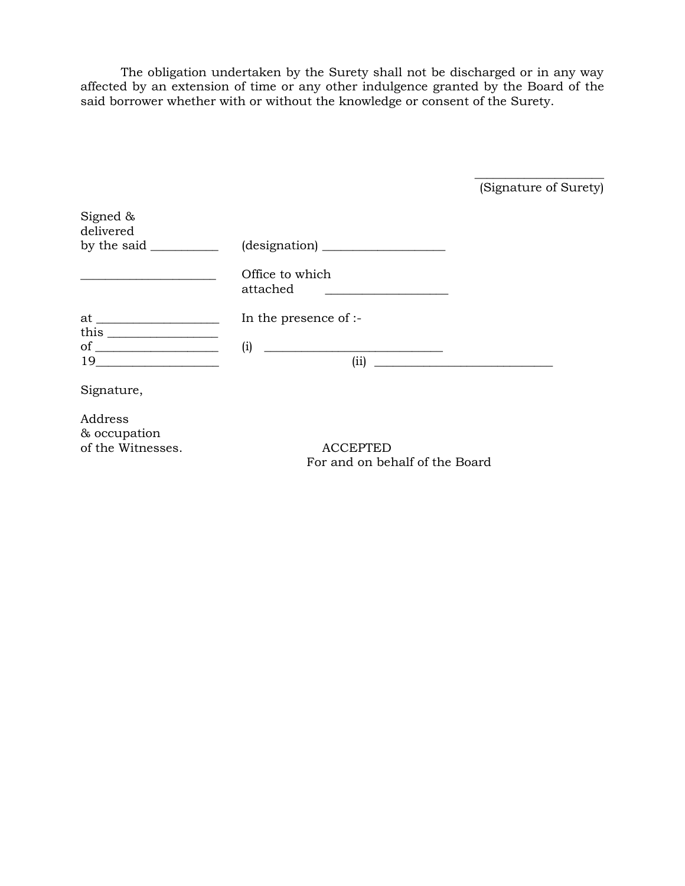The obligation undertaken by the Surety shall not be discharged or in any way affected by an extension of time or any other indulgence granted by the Board of the said borrower whether with or without the knowledge or consent of the Surety.

____________________
(Signature of Surety)

| | |
|---|---|
| Signed & delivered by the said __________ | (designation) ___________________ |
| ____________________ | Office to which attached ___________________ |
| at __________________ this ________________ of __________________ 19__________________ | In the presence of :- (i) ____________________________ (ii) ____________________________ |

Signature,

Address & occupation of the Witnesses.

ACCEPTED
For and on behalf of the Board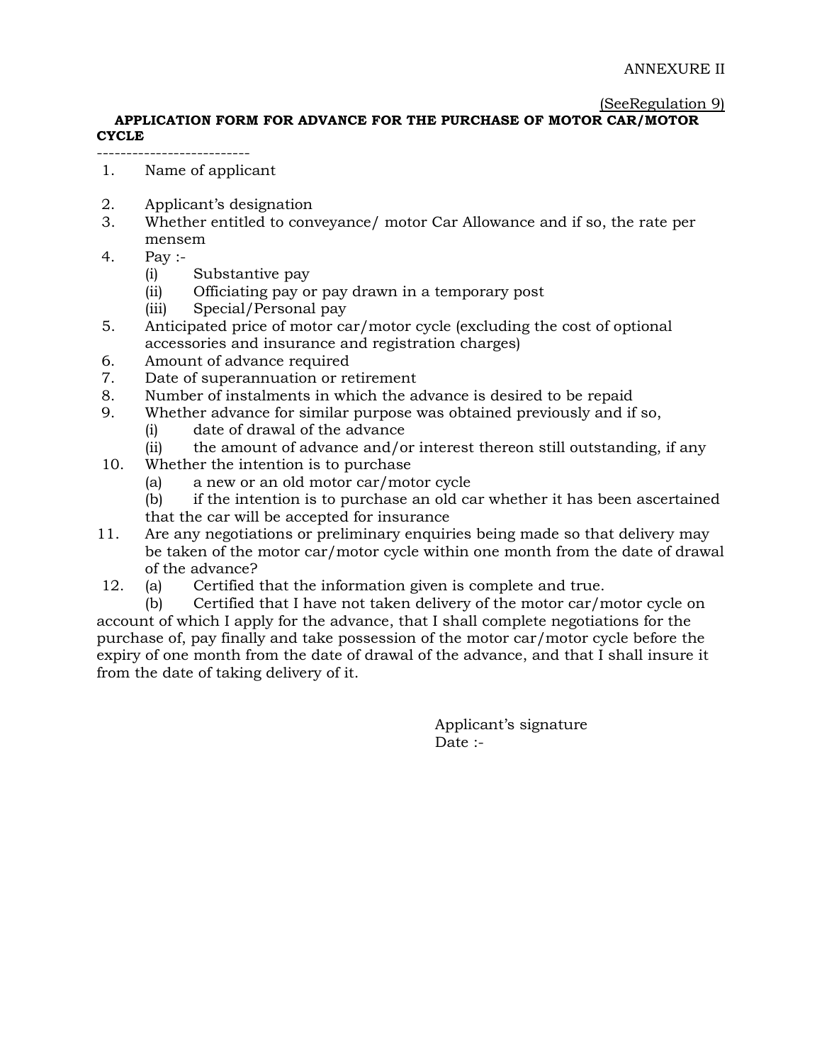ANNEXURE II

(SeeRegulation 9)

**APPLICATION FORM FOR ADVANCE FOR THE PURCHASE OF MOTOR CAR/MOTOR CYCLE**

--------------------------

1. Name of applicant
2. Applicant's designation
3. Whether entitled to conveyance/ motor Car Allowance and if so, the rate per mensem
4. Pay :-
   - (i) Substantive pay
   - (ii) Officiating pay or pay drawn in a temporary post
   - (iii) Special/Personal pay
5. Anticipated price of motor car/motor cycle (excluding the cost of optional accessories and insurance and registration charges)
6. Amount of advance required
7. Date of superannuation or retirement
8. Number of instalments in which the advance is desired to be repaid
9. Whether advance for similar purpose was obtained previously and if so,
   - (i) date of drawal of the advance
   - (ii) the amount of advance and/or interest thereon still outstanding, if any
10. Whether the intention is to purchase
    - (a) a new or an old motor car/motor cycle
    - (b) if the intention is to purchase an old car whether it has been ascertained that the car will be accepted for insurance
11. Are any negotiations or preliminary enquiries being made so that delivery may be taken of the motor car/motor cycle within one month from the date of drawal of the advance?
12. (a) Certified that the information given is complete and true.

    (b) Certified that I have not taken delivery of the motor car/motor cycle on account of which I apply for the advance, that I shall complete negotiations for the purchase of, pay finally and take possession of the motor car/motor cycle before the expiry of one month from the date of drawal of the advance, and that I shall insure it from the date of taking delivery of it.

Applicant's signature

Date :-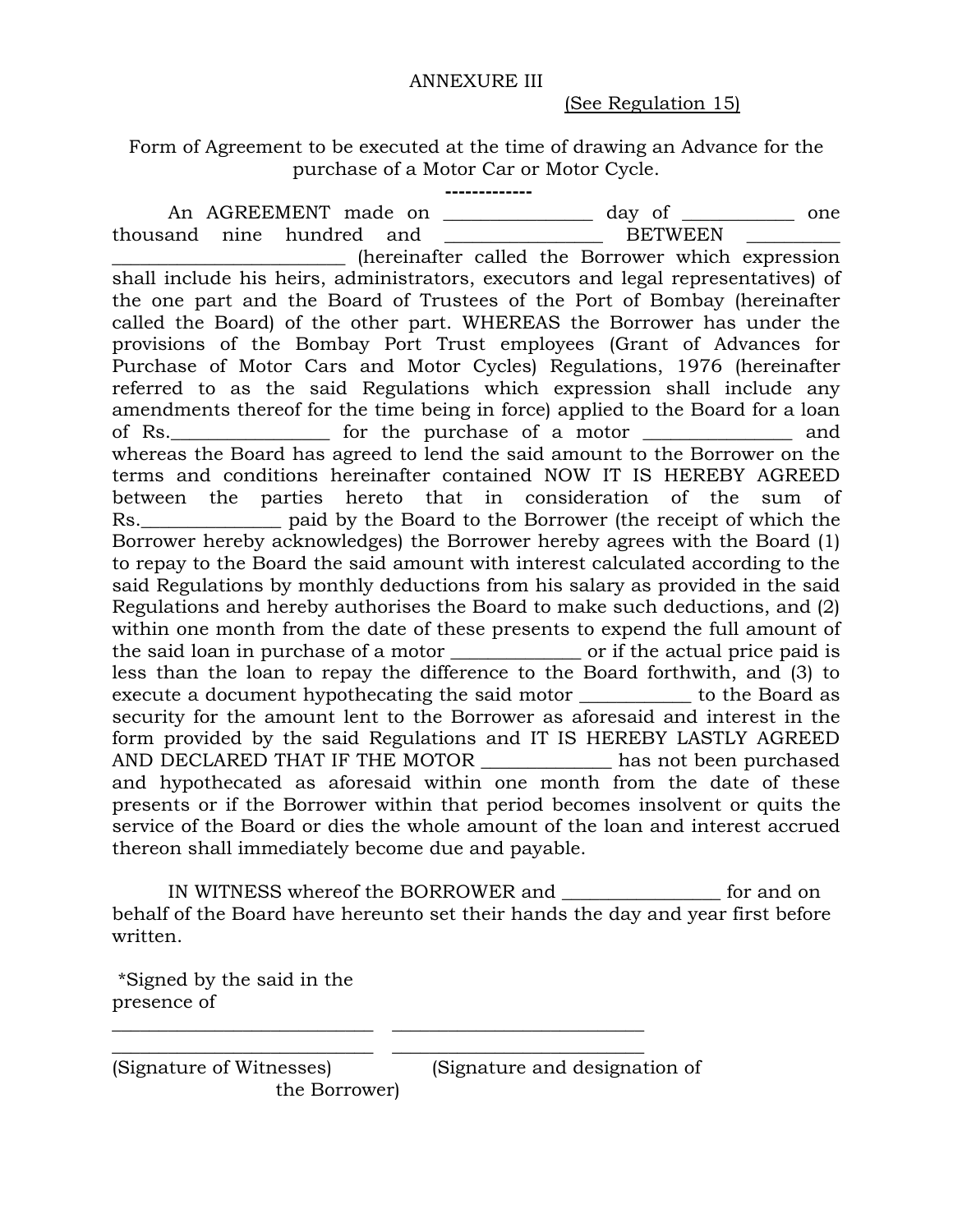ANNEXURE III

(See Regulation 15)

Form of Agreement to be executed at the time of drawing an Advance for the purchase of a Motor Car or Motor Cycle.

-------------

An AGREEMENT made on ________________ day of ____________ one thousand nine hundred and _________________ BETWEEN __________ _________________________ (hereinafter called the Borrower which expression shall include his heirs, administrators, executors and legal representatives) of the one part and the Board of Trustees of the Port of Bombay (hereinafter called the Board) of the other part. WHEREAS the Borrower has under the provisions of the Bombay Port Trust employees (Grant of Advances for Purchase of Motor Cars and Motor Cycles) Regulations, 1976 (hereinafter referred to as the said Regulations which expression shall include any amendments thereof for the time being in force) applied to the Board for a loan of Rs.________________ for the purchase of a motor ________________ and whereas the Board has agreed to lend the said amount to the Borrower on the terms and conditions hereinafter contained NOW IT IS HEREBY AGREED between the parties hereto that in consideration of the sum of Rs.______________ paid by the Board to the Borrower (the receipt of which the Borrower hereby acknowledges) the Borrower hereby agrees with the Board (1) to repay to the Board the said amount with interest calculated according to the said Regulations by monthly deductions from his salary as provided in the said Regulations and hereby authorises the Board to make such deductions, and (2) within one month from the date of these presents to expend the full amount of the said loan in purchase of a motor ______________ or if the actual price paid is less than the loan to repay the difference to the Board forthwith, and (3) to execute a document hypothecating the said motor ____________ to the Board as security for the amount lent to the Borrower as aforesaid and interest in the form provided by the said Regulations and IT IS HEREBY LASTLY AGREED AND DECLARED THAT IF THE MOTOR ______________ has not been purchased and hypothecated as aforesaid within one month from the date of these presents or if the Borrower within that period becomes insolvent or quits the service of the Board or dies the whole amount of the loan and interest accrued thereon shall immediately become due and payable.

IN WITNESS whereof the BORROWER and _________________ for and on behalf of the Board have hereunto set their hands the day and year first before written.

*Signed by the said in the presence of

_____________________________ ___________________________

_____________________________ ___________________________

(Signature of Witnesses) (Signature and designation of the Borrower)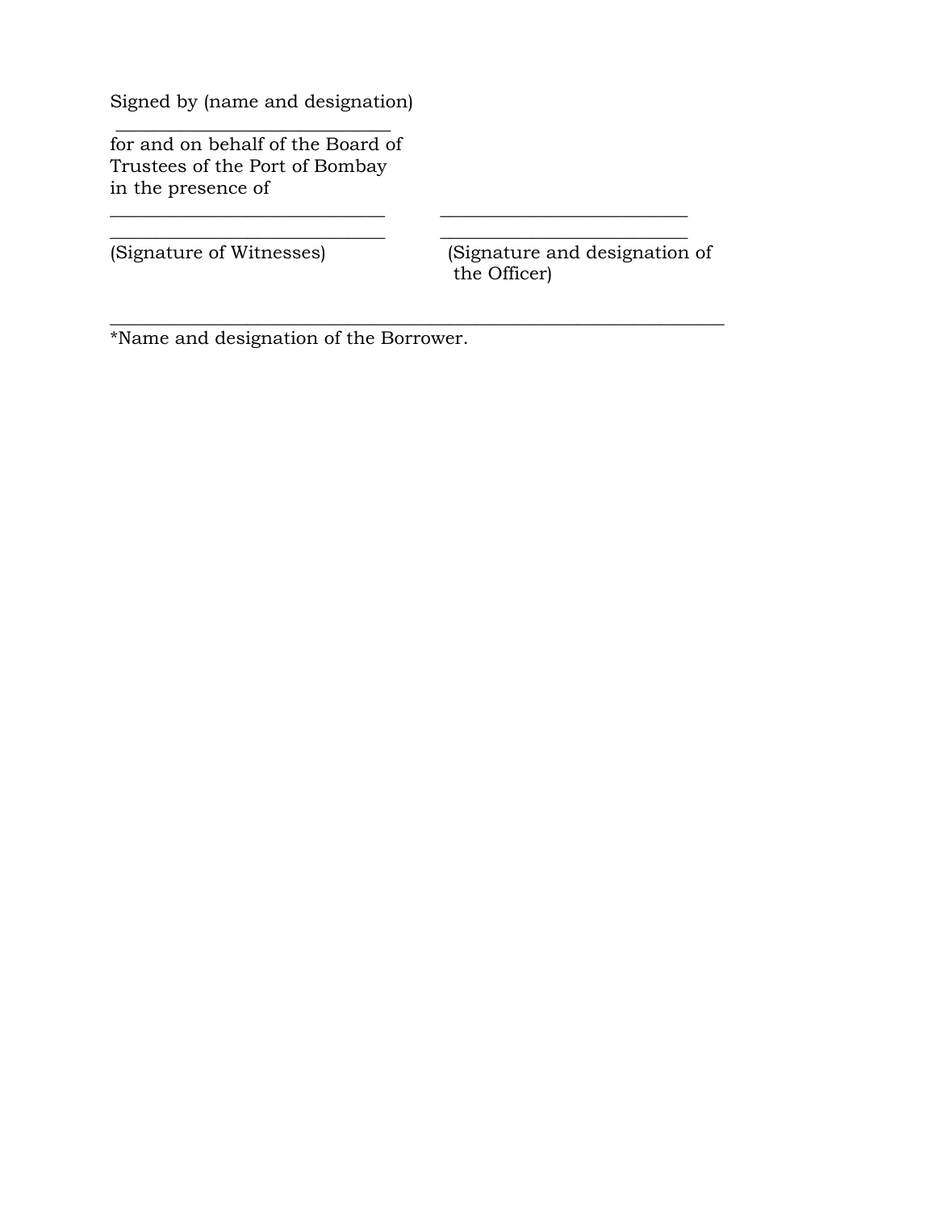Signed by (name and designation)

\_\_\_\_\_\_\_\_\_\_\_\_\_\_\_\_\_\_\_\_\_\_\_\_\_\_\_\_

for and on behalf of the Board of
Trustees of the Port of Bombay
in the presence of

\_\_\_\_\_\_\_\_\_\_\_\_\_\_\_\_\_\_\_\_\_\_\_\_\_\_\_\_ \_\_\_\_\_\_\_\_\_\_\_\_\_\_\_\_\_\_\_\_\_\_\_\_\_\_\_\_

\_\_\_\_\_\_\_\_\_\_\_\_\_\_\_\_\_\_\_\_\_\_\_\_\_\_\_\_ \_\_\_\_\_\_\_\_\_\_\_\_\_\_\_\_\_\_\_\_\_\_\_\_\_\_\_\_

(Signature of Witnesses) (Signature and designation of the Officer)

---

*Name and designation of the Borrower.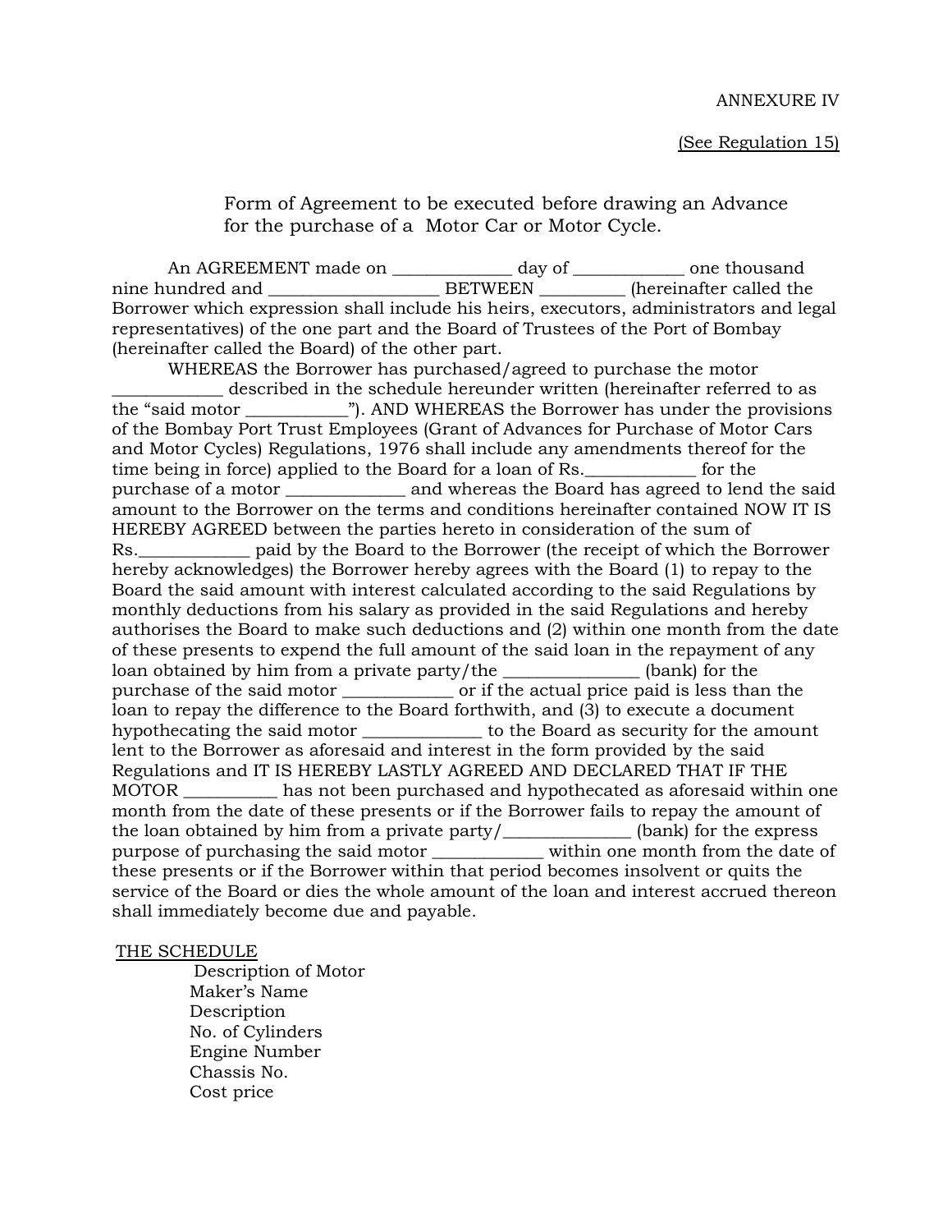ANNEXURE IV

(See Regulation 15)

Form of Agreement to be executed before drawing an Advance for the purchase of a Motor Car or Motor Cycle.

An AGREEMENT made on _____________ day of ____________ one thousand nine hundred and ___________________ BETWEEN _________ (hereinafter called the Borrower which expression shall include his heirs, executors, administrators and legal representatives) of the one part and the Board of Trustees of the Port of Bombay (hereinafter called the Board) of the other part.

WHEREAS the Borrower has purchased/agreed to purchase the motor ____________ described in the schedule hereunder written (hereinafter referred to as the "said motor ___________"). AND WHEREAS the Borrower has under the provisions of the Bombay Port Trust Employees (Grant of Advances for Purchase of Motor Cars and Motor Cycles) Regulations, 1976 shall include any amendments thereof for the time being in force) applied to the Board for a loan of Rs.____________ for the purchase of a motor _____________ and whereas the Board has agreed to lend the said amount to the Borrower on the terms and conditions hereinafter contained NOW IT IS HEREBY AGREED between the parties hereto in consideration of the sum of Rs.____________ paid by the Board to the Borrower (the receipt of which the Borrower hereby acknowledges) the Borrower hereby agrees with the Board (1) to repay to the Board the said amount with interest calculated according to the said Regulations by monthly deductions from his salary as provided in the said Regulations and hereby authorises the Board to make such deductions and (2) within one month from the date of these presents to expend the full amount of the said loan in the repayment of any loan obtained by him from a private party/the _______________ (bank) for the purchase of the said motor ____________ or if the actual price paid is less than the loan to repay the difference to the Board forthwith, and (3) to execute a document hypothecating the said motor _____________ to the Board as security for the amount lent to the Borrower as aforesaid and interest in the form provided by the said Regulations and IT IS HEREBY LASTLY AGREED AND DECLARED THAT IF THE MOTOR __________ has not been purchased and hypothecated as aforesaid within one month from the date of these presents or if the Borrower fails to repay the amount of the loan obtained by him from a private party/______________ (bank) for the express purpose of purchasing the said motor ____________ within one month from the date of these presents or if the Borrower within that period becomes insolvent or quits the service of the Board or dies the whole amount of the loan and interest accrued thereon shall immediately become due and payable.

THE SCHEDULE

Description of Motor
Maker's Name
Description
No. of Cylinders
Engine Number
Chassis No.
Cost price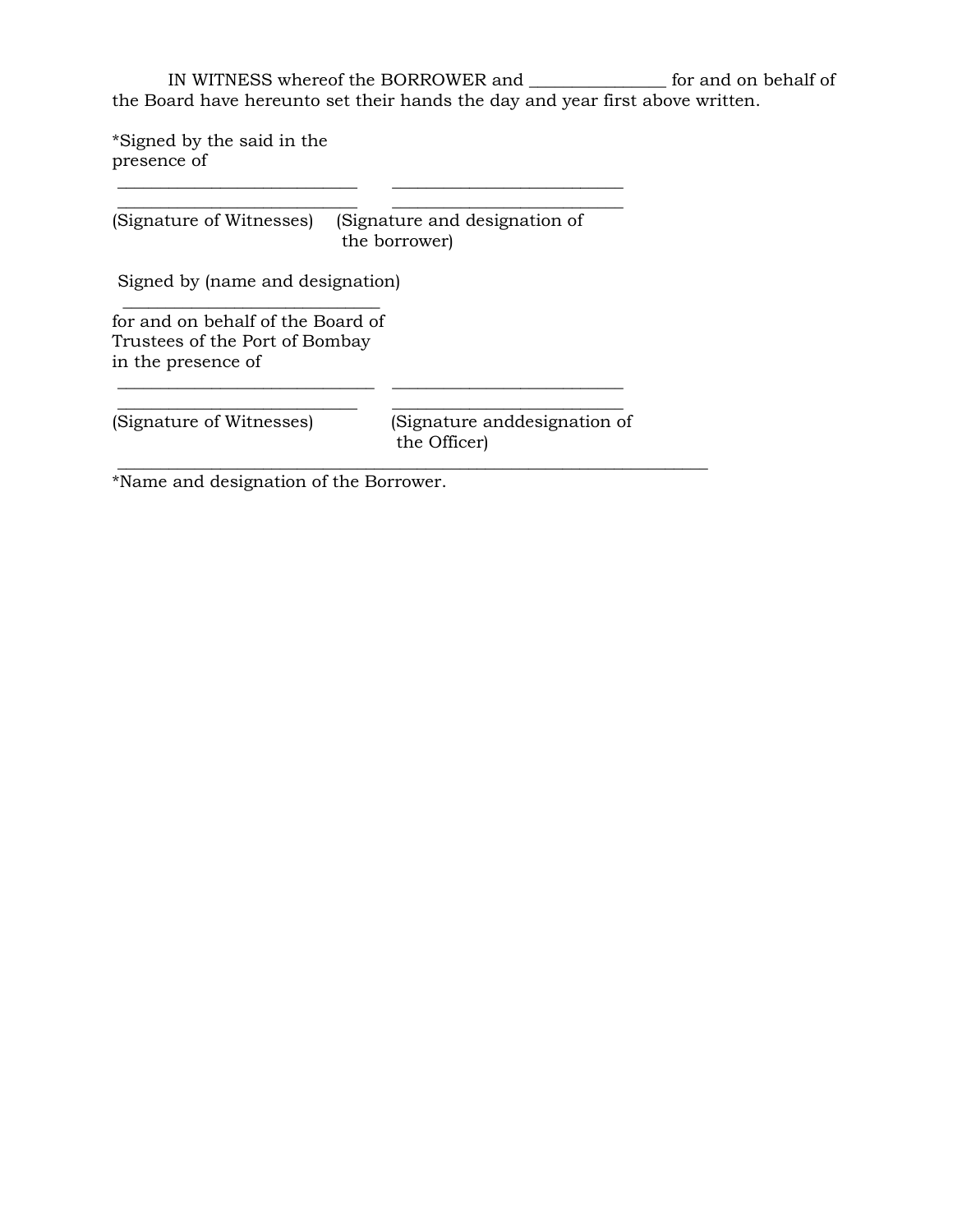IN WITNESS whereof the BORROWER and _______________ for and on behalf of the Board have hereunto set their hands the day and year first above written.

*Signed by the said in the presence of

___________________________ ___________________________

___________________________ ___________________________

(Signature of Witnesses) (Signature and designation of the borrower)

Signed by (name and designation)

___________________________

for and on behalf of the Board of Trustees of the Port of Bombay in the presence of

___________________________ ___________________________

___________________________ ___________________________

(Signature of Witnesses) (Signature anddesignation of the Officer)

___________________________________________________________________

*Name and designation of the Borrower.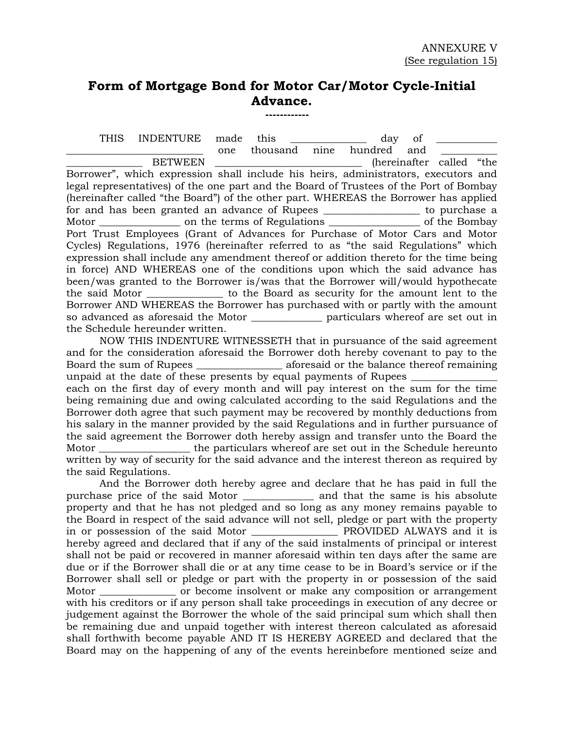ANNEXURE V
(See regulation 15)

# Form of Mortgage Bond for Motor Car/Motor Cycle-Initial Advance.

------------

THIS INDENTURE made this _______________ day of ____________ ___________________________ one thousand nine hundred and ___________ _______________ BETWEEN _____________________________ (hereinafter called "the Borrower", which expression shall include his heirs, administrators, executors and legal representatives) of the one part and the Board of Trustees of the Port of Bombay (hereinafter called "the Board") of the other part. WHEREAS the Borrower has applied for and has been granted an advance of Rupees ___________________ to purchase a Motor ________________ on the terms of Regulations __________________ of the Bombay Port Trust Employees (Grant of Advances for Purchase of Motor Cars and Motor Cycles) Regulations, 1976 (hereinafter referred to as "the said Regulations" which expression shall include any amendment thereof or addition thereto for the time being in force) AND WHEREAS one of the conditions upon which the said advance has been/was granted to the Borrower is/was that the Borrower will/would hypothecate the said Motor _______________ to the Board as security for the amount lent to the Borrower AND WHEREAS the Borrower has purchased with or partly with the amount so advanced as aforesaid the Motor ______________ particulars whereof are set out in the Schedule hereunder written.

NOW THIS INDENTURE WITNESSETH that in pursuance of the said agreement and for the consideration aforesaid the Borrower doth hereby covenant to pay to the Board the sum of Rupees _________________ aforesaid or the balance thereof remaining unpaid at the date of these presents by equal payments of Rupees _________________ each on the first day of every month and will pay interest on the sum for the time being remaining due and owing calculated according to the said Regulations and the Borrower doth agree that such payment may be recovered by monthly deductions from his salary in the manner provided by the said Regulations and in further pursuance of the said agreement the Borrower doth hereby assign and transfer unto the Board the Motor _________________ the particulars whereof are set out in the Schedule hereunto written by way of security for the said advance and the interest thereon as required by the said Regulations.

And the Borrower doth hereby agree and declare that he has paid in full the purchase price of the said Motor ______________ and that the same is his absolute property and that he has not pledged and so long as any money remains payable to the Board in respect of the said advance will not sell, pledge or part with the property in or possession of the said Motor _________________ PROVIDED ALWAYS and it is hereby agreed and declared that if any of the said instalments of principal or interest shall not be paid or recovered in manner aforesaid within ten days after the same are due or if the Borrower shall die or at any time cease to be in Board's service or if the Borrower shall sell or pledge or part with the property in or possession of the said Motor _______________ or become insolvent or make any composition or arrangement with his creditors or if any person shall take proceedings in execution of any decree or judgement against the Borrower the whole of the said principal sum which shall then be remaining due and unpaid together with interest thereon calculated as aforesaid shall forthwith become payable AND IT IS HEREBY AGREED and declared that the Board may on the happening of any of the events hereinbefore mentioned seize and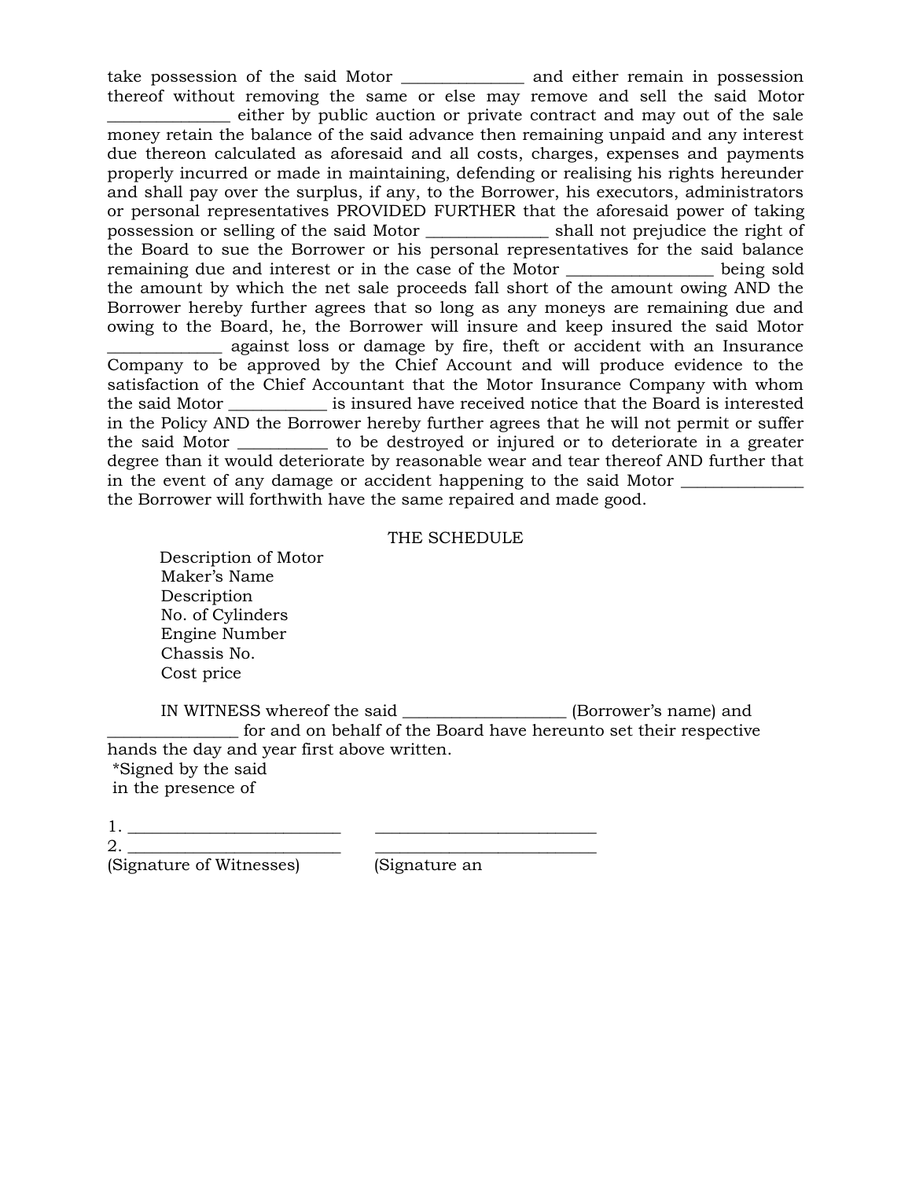take possession of the said Motor ______________ and either remain in possession thereof without removing the same or else may remove and sell the said Motor ______________ either by public auction or private contract and may out of the sale money retain the balance of the said advance then remaining unpaid and any interest due thereon calculated as aforesaid and all costs, charges, expenses and payments properly incurred or made in maintaining, defending or realising his rights hereunder and shall pay over the surplus, if any, to the Borrower, his executors, administrators or personal representatives PROVIDED FURTHER that the aforesaid power of taking possession or selling of the said Motor ______________ shall not prejudice the right of the Board to sue the Borrower or his personal representatives for the said balance remaining due and interest or in the case of the Motor _________________ being sold the amount by which the net sale proceeds fall short of the amount owing AND the Borrower hereby further agrees that so long as any moneys are remaining due and owing to the Board, he, the Borrower will insure and keep insured the said Motor _____________ against loss or damage by fire, theft or accident with an Insurance Company to be approved by the Chief Account and will produce evidence to the satisfaction of the Chief Accountant that the Motor Insurance Company with whom the said Motor ___________ is insured have received notice that the Board is interested in the Policy AND the Borrower hereby further agrees that he will not permit or suffer the said Motor __________ to be destroyed or injured or to deteriorate in a greater degree than it would deteriorate by reasonable wear and tear thereof AND further that in the event of any damage or accident happening to the said Motor ______________ the Borrower will forthwith have the same repaired and made good.

THE SCHEDULE

Description of Motor
Maker's Name
Description
No. of Cylinders
Engine Number
Chassis No.
Cost price

IN WITNESS whereof the said ___________________ (Borrower's name) and _______________ for and on behalf of the Board have hereunto set their respective hands the day and year first above written.

*Signed by the said
in the presence of

1. _________________________ _________________________
2. _________________________ _________________________

(Signature of Witnesses) (Signature an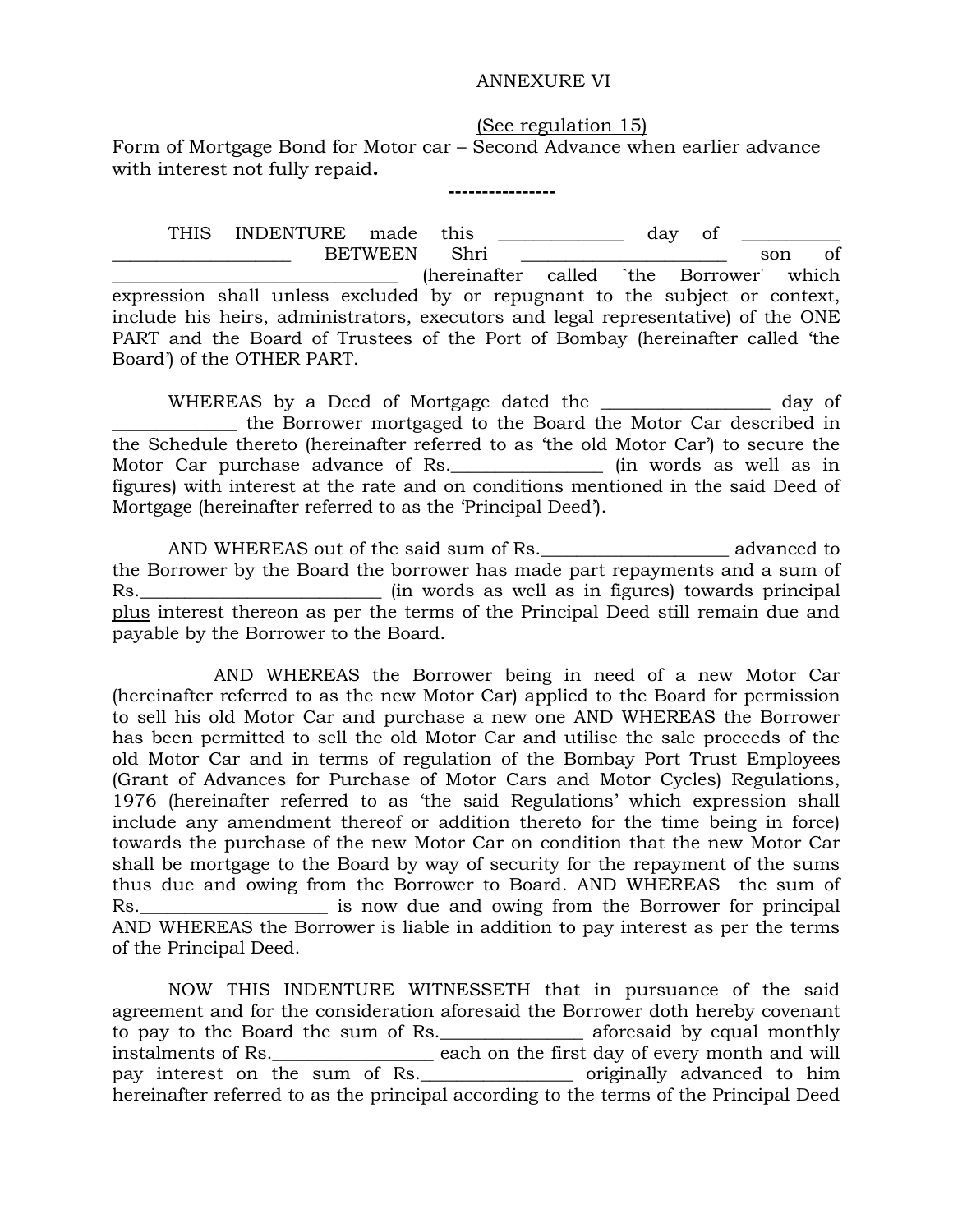ANNEXURE VI

(See regulation 15)

Form of Mortgage Bond for Motor car – Second Advance when earlier advance with interest not fully repaid**.**

----------------

THIS INDENTURE made this _____________ day of __________ __________________ BETWEEN Shri _____________________ son of ____________________________ (hereinafter called `the Borrower' which expression shall unless excluded by or repugnant to the subject or context, include his heirs, administrators, executors and legal representative) of the ONE PART and the Board of Trustees of the Port of Bombay (hereinafter called 'the Board') of the OTHER PART.

WHEREAS by a Deed of Mortgage dated the _________________ day of _____________ the Borrower mortgaged to the Board the Motor Car described in the Schedule thereto (hereinafter referred to as 'the old Motor Car') to secure the Motor Car purchase advance of Rs.________________ (in words as well as in figures) with interest at the rate and on conditions mentioned in the said Deed of Mortgage (hereinafter referred to as the 'Principal Deed').

AND WHEREAS out of the said sum of Rs.____________________ advanced to the Borrower by the Board the borrower has made part repayments and a sum of Rs.__________________________ (in words as well as in figures) towards principal plus interest thereon as per the terms of the Principal Deed still remain due and payable by the Borrower to the Board.

AND WHEREAS the Borrower being in need of a new Motor Car (hereinafter referred to as the new Motor Car) applied to the Board for permission to sell his old Motor Car and purchase a new one AND WHEREAS the Borrower has been permitted to sell the old Motor Car and utilise the sale proceeds of the old Motor Car and in terms of regulation of the Bombay Port Trust Employees (Grant of Advances for Purchase of Motor Cars and Motor Cycles) Regulations, 1976 (hereinafter referred to as 'the said Regulations' which expression shall include any amendment thereof or addition thereto for the time being in force) towards the purchase of the new Motor Car on condition that the new Motor Car shall be mortgage to the Board by way of security for the repayment of the sums thus due and owing from the Borrower to Board. AND WHEREAS the sum of Rs.____________________ is now due and owing from the Borrower for principal AND WHEREAS the Borrower is liable in addition to pay interest as per the terms of the Principal Deed.

NOW THIS INDENTURE WITNESSETH that in pursuance of the said agreement and for the consideration aforesaid the Borrower doth hereby covenant to pay to the Board the sum of Rs._______________ aforesaid by equal monthly instalments of Rs._________________ each on the first day of every month and will pay interest on the sum of Rs.________________ originally advanced to him hereinafter referred to as the principal according to the terms of the Principal Deed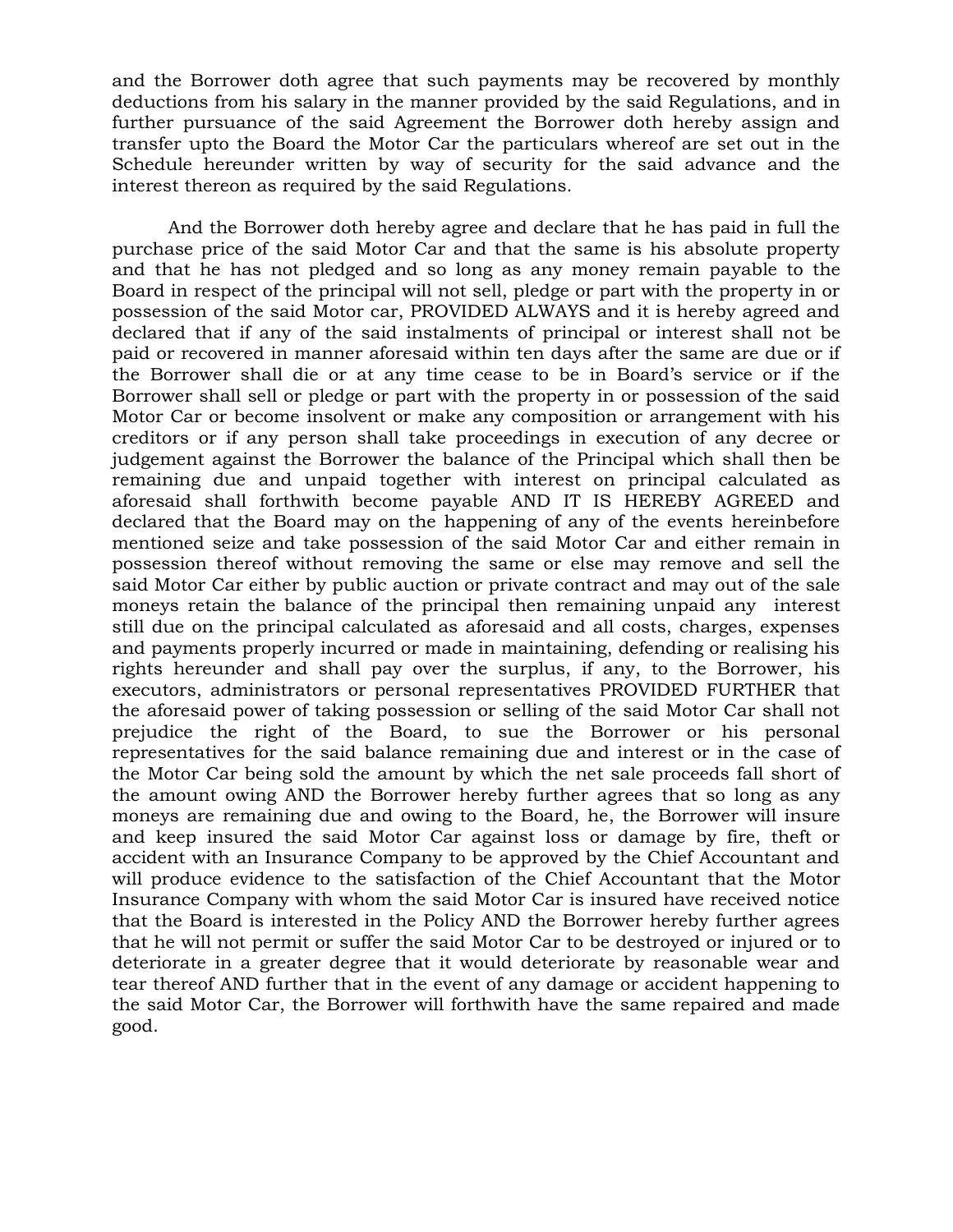and the Borrower doth agree that such payments may be recovered by monthly deductions from his salary in the manner provided by the said Regulations, and in further pursuance of the said Agreement the Borrower doth hereby assign and transfer upto the Board the Motor Car the particulars whereof are set out in the Schedule hereunder written by way of security for the said advance and the interest thereon as required by the said Regulations.

And the Borrower doth hereby agree and declare that he has paid in full the purchase price of the said Motor Car and that the same is his absolute property and that he has not pledged and so long as any money remain payable to the Board in respect of the principal will not sell, pledge or part with the property in or possession of the said Motor car, PROVIDED ALWAYS and it is hereby agreed and declared that if any of the said instalments of principal or interest shall not be paid or recovered in manner aforesaid within ten days after the same are due or if the Borrower shall die or at any time cease to be in Board's service or if the Borrower shall sell or pledge or part with the property in or possession of the said Motor Car or become insolvent or make any composition or arrangement with his creditors or if any person shall take proceedings in execution of any decree or judgement against the Borrower the balance of the Principal which shall then be remaining due and unpaid together with interest on principal calculated as aforesaid shall forthwith become payable AND IT IS HEREBY AGREED and declared that the Board may on the happening of any of the events hereinbefore mentioned seize and take possession of the said Motor Car and either remain in possession thereof without removing the same or else may remove and sell the said Motor Car either by public auction or private contract and may out of the sale moneys retain the balance of the principal then remaining unpaid any interest still due on the principal calculated as aforesaid and all costs, charges, expenses and payments properly incurred or made in maintaining, defending or realising his rights hereunder and shall pay over the surplus, if any, to the Borrower, his executors, administrators or personal representatives PROVIDED FURTHER that the aforesaid power of taking possession or selling of the said Motor Car shall not prejudice the right of the Board, to sue the Borrower or his personal representatives for the said balance remaining due and interest or in the case of the Motor Car being sold the amount by which the net sale proceeds fall short of the amount owing AND the Borrower hereby further agrees that so long as any moneys are remaining due and owing to the Board, he, the Borrower will insure and keep insured the said Motor Car against loss or damage by fire, theft or accident with an Insurance Company to be approved by the Chief Accountant and will produce evidence to the satisfaction of the Chief Accountant that the Motor Insurance Company with whom the said Motor Car is insured have received notice that the Board is interested in the Policy AND the Borrower hereby further agrees that he will not permit or suffer the said Motor Car to be destroyed or injured or to deteriorate in a greater degree that it would deteriorate by reasonable wear and tear thereof AND further that in the event of any damage or accident happening to the said Motor Car, the Borrower will forthwith have the same repaired and made good.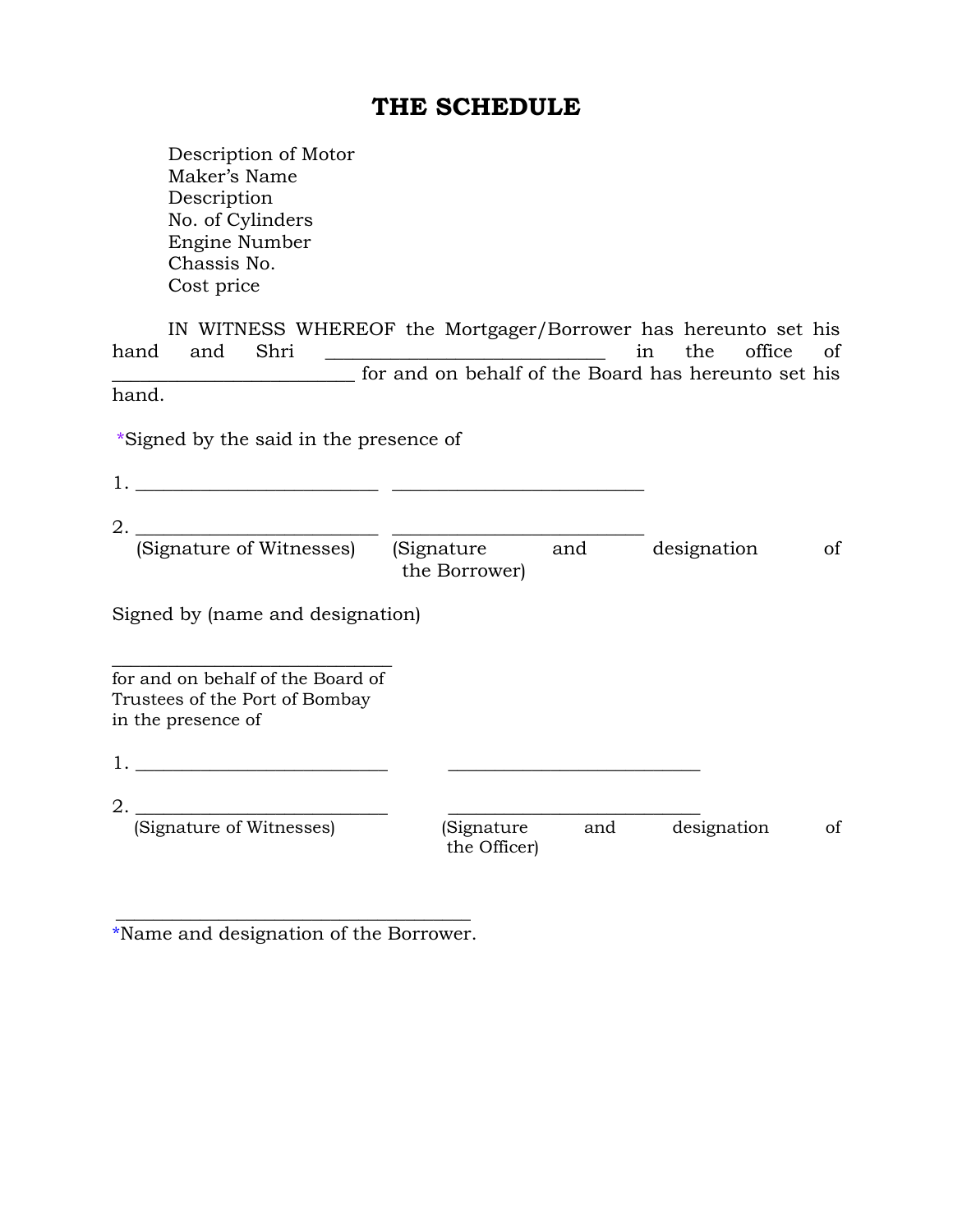# THE SCHEDULE

Description of Motor
Maker's Name
Description
No. of Cylinders
Engine Number
Chassis No.
Cost price

IN WITNESS WHEREOF the Mortgager/Borrower has hereunto set his hand and Shri ______________________________ in the office of __________________________ for and on behalf of the Board has hereunto set his hand.

*Signed by the said in the presence of

1. __________________________ __________________________

2. __________________________ __________________________
(Signature of Witnesses) (Signature and designation of the Borrower)

Signed by (name and designation)

______________________________
for and on behalf of the Board of Trustees of the Port of Bombay in the presence of

1. __________________________ __________________________

2. __________________________ __________________________
(Signature of Witnesses) (Signature and designation of the Officer)

______________________________________

*Name and designation of the Borrower.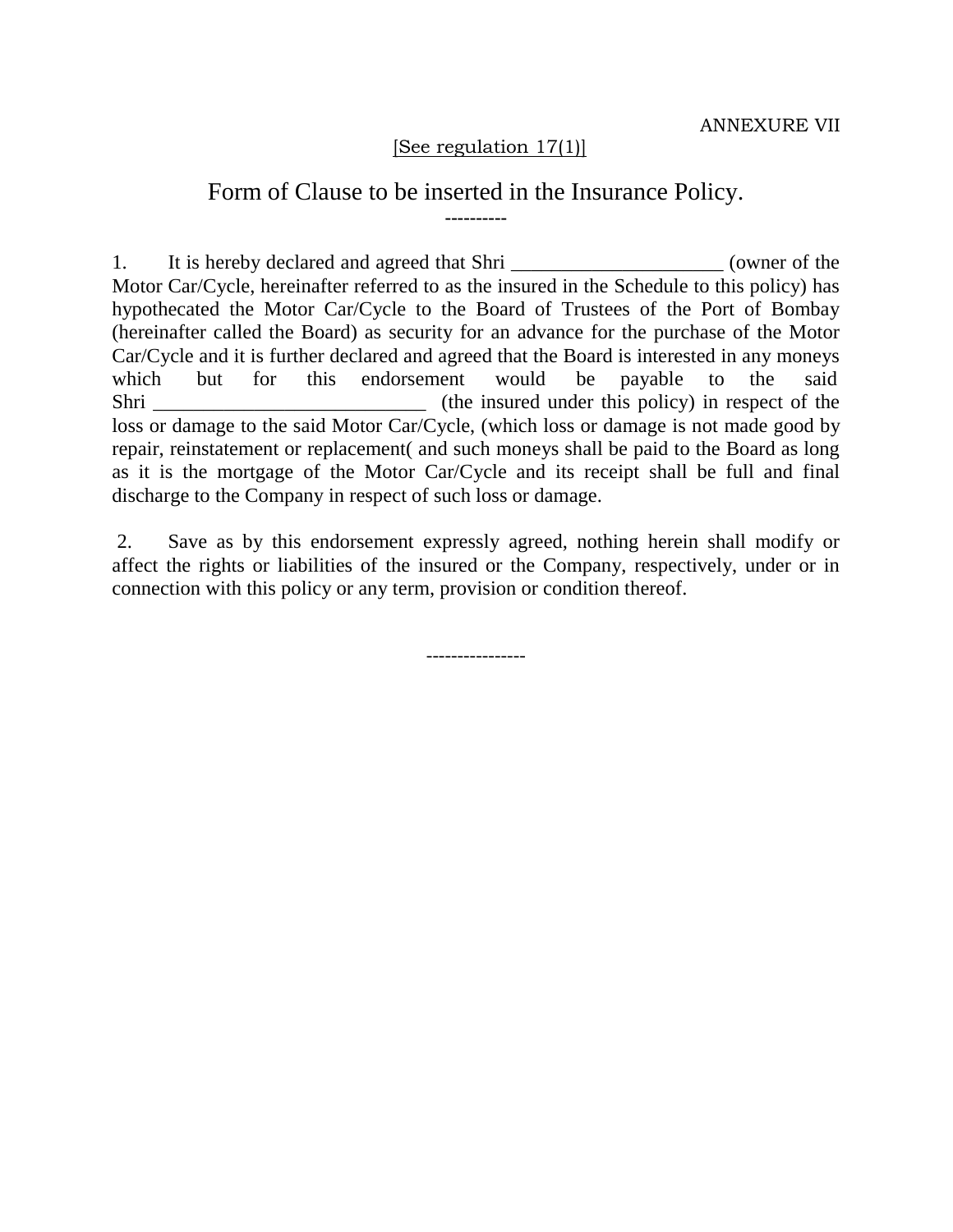ANNEXURE VII

[See regulation 17(1)]

# Form of Clause to be inserted in the Insurance Policy.

----------

1. It is hereby declared and agreed that Shri _____________________ (owner of the Motor Car/Cycle, hereinafter referred to as the insured in the Schedule to this policy) has hypothecated the Motor Car/Cycle to the Board of Trustees of the Port of Bombay (hereinafter called the Board) as security for an advance for the purchase of the Motor Car/Cycle and it is further declared and agreed that the Board is interested in any moneys which but for this endorsement would be payable to the said Shri ___________________________ (the insured under this policy) in respect of the loss or damage to the said Motor Car/Cycle, (which loss or damage is not made good by repair, reinstatement or replacement( and such moneys shall be paid to the Board as long as it is the mortgage of the Motor Car/Cycle and its receipt shall be full and final discharge to the Company in respect of such loss or damage.

2. Save as by this endorsement expressly agreed, nothing herein shall modify or affect the rights or liabilities of the insured or the Company, respectively, under or in connection with this policy or any term, provision or condition thereof.

----------------